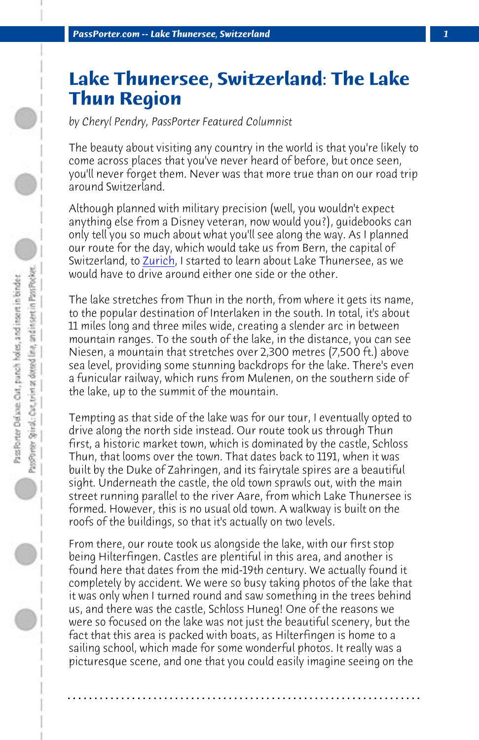# Lake Thunersee, Switzerland: The Lake Thun Region

*by Cheryl Pendry, PassPorter Featured Columnist*

The beauty about visiting any country in the world is that you're likely to come across places that you've never heard of before, but once seen, you'll never forget them. Never was that more true than on our road trip around Switzerland.

Although planned with military precision (well, you wouldn't expect anything else from a Disney veteran, now would you?), guidebooks can only tell you so much about what you'll see along the way. As I planned our route for the day, which would take us from Bern, the capital of Switzerland, to Zurich, I started to learn about Lake Thunersee, as we would have to drive around either one side or the other.

The lake stretches from Thun in the north, from where it gets its name, to the popular destination of Interlaken in the south. In total, it's about 11 miles long and three miles wide, creating a slender arc in between mountain ranges. To the south of the lake, in the distance, you can see Niesen, a mountain that stretches over 2,300 metres (7,500 ft.) above sea level, providing some stunning backdrops for the lake. There's even a funicular railway, which runs from Mulenen, on the southern side of the lake, up to the summit of the mountain.

Tempting as that side of the lake was for our tour, I eventually opted to drive along the north side instead. Our route took us through Thun first, a historic market town, which is dominated by the castle, Schloss Thun, that looms over the town. That dates back to 1191, when it was built by the Duke of Zahringen, and its fairytale spires are a beautiful sight. Underneath the castle, the old town sprawls out, with the main street running parallel to the river Aare, from which Lake Thunersee is formed. However, this is no usual old town. A walkway is built on the roofs of the buildings, so that it's actually on two levels.

From there, our route took us alongside the lake, with our first stop being Hilterfingen. Castles are plentiful in this area, and another is found here that dates from the mid-19th century. We actually found it completely by accident. We were so busy taking photos of the lake that it was only when I turned round and saw something in the trees behind us, and there was the castle, Schloss Huneg! One of the reasons we were so focused on the lake was not just the beautiful scenery, but the fact that this area is packed with boats, as Hilterfingen is home to a sailing school, which made for some wonderful photos. It really was a picturesque scene, and one that you could easily imagine seeing on the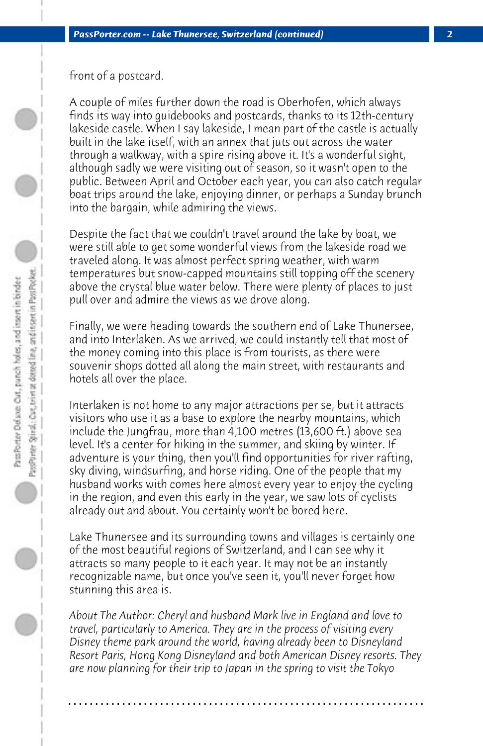front of a postcard.

A couple of miles further down the road is Oberhofen, which always finds its way into guidebooks and postcards, thanks to its 12th-century lakeside castle. When I say lakeside, I mean part of the castle is actually built in the lake itself, with an annex that juts out across the water through a walkway, with a spire rising above it. It's a wonderful sight, although sadly we were visiting out of season, so it wasn't open to the public. Between April and October each year, you can also catch regular boat trips around the lake, enjoying dinner, or perhaps a Sunday brunch into the bargain, while admiring the views.

Despite the fact that we couldn't travel around the lake by boat, we were still able to get some wonderful views from the lakeside road we traveled along. It was almost perfect spring weather, with warm temperatures but snow-capped mountains still topping off the scenery above the crystal blue water below. There were plenty of places to just pull over and admire the views as we drove along.

Finally, we were heading towards the southern end of Lake Thunersee, and into Interlaken. As we arrived, we could instantly tell that most of the money coming into this place is from tourists, as there were souvenir shops dotted all along the main street, with restaurants and hotels all over the place.

Interlaken is not home to any major attractions per se, but it attracts visitors who use it as a base to explore the nearby mountains, which include the Jungfrau, more than 4,100 metres (13,600 ft.) above sea level. It's a center for hiking in the summer, and skiing by winter. If adventure is your thing, then you'll find opportunities for river rafting, sky diving, windsurfing, and horse riding. One of the people that my husband works with comes here almost every year to enjoy the cycling in the region, and even this early in the year, we saw lots of cyclists already out and about. You certainly won't be bored here.

Lake Thunersee and its surrounding towns and villages is certainly one of the most beautiful regions of Switzerland, and I can see why it attracts so many people to it each year. It may not be an instantly recognizable name, but once you've seen it, you'll never forget how stunning this area is.

*About The Author: Cheryl and husband Mark live in England and love to travel, particularly to America. They are in the process of visiting every Disney theme park around the world, having already been to Disneyland Resort Paris, Hong Kong Disneyland and both American Disney resorts. They are now planning for their trip to Japan in the spring to visit the Tokyo*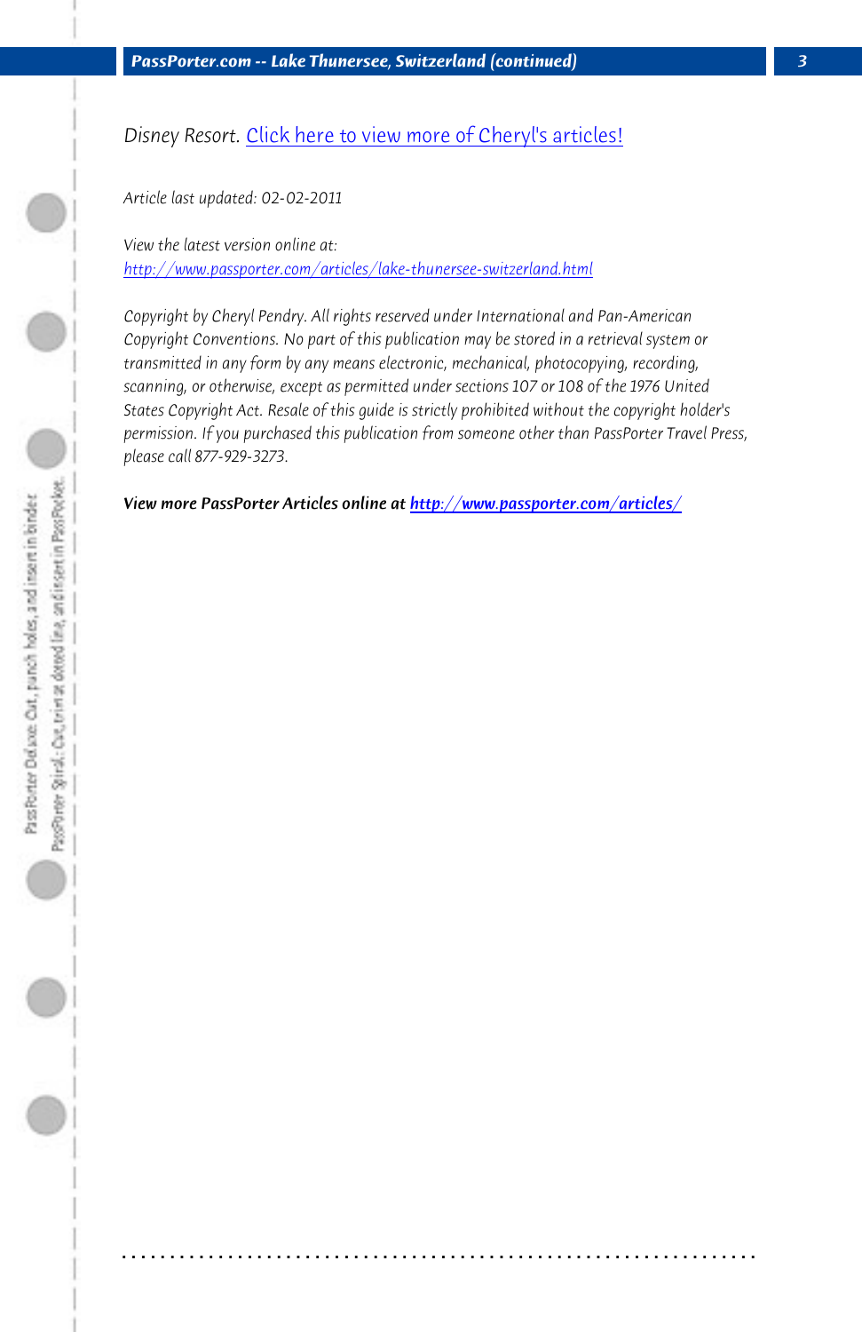Disney Resort. [Click here to view more of Cheryl's articles!]

*Article last updated: 02-02-2011*

*View the latest version online at:*
*http://www.passporter.com/articles/lake-thunersee-switzerland.html*

*Copyright by Cheryl Pendry. All rights reserved under International and Pan-American Copyright Conventions. No part of this publication may be stored in a retrieval system or transmitted in any form by any means electronic, mechanical, photocopying, recording, scanning, or otherwise, except as permitted under sections 107 or 108 of the 1976 United States Copyright Act. Resale of this guide is strictly prohibited without the copyright holder's permission. If you purchased this publication from someone other than PassPorter Travel Press, please call 877-929-3273.*

***View more PassPorter Articles online at http://www.passporter.com/articles/***